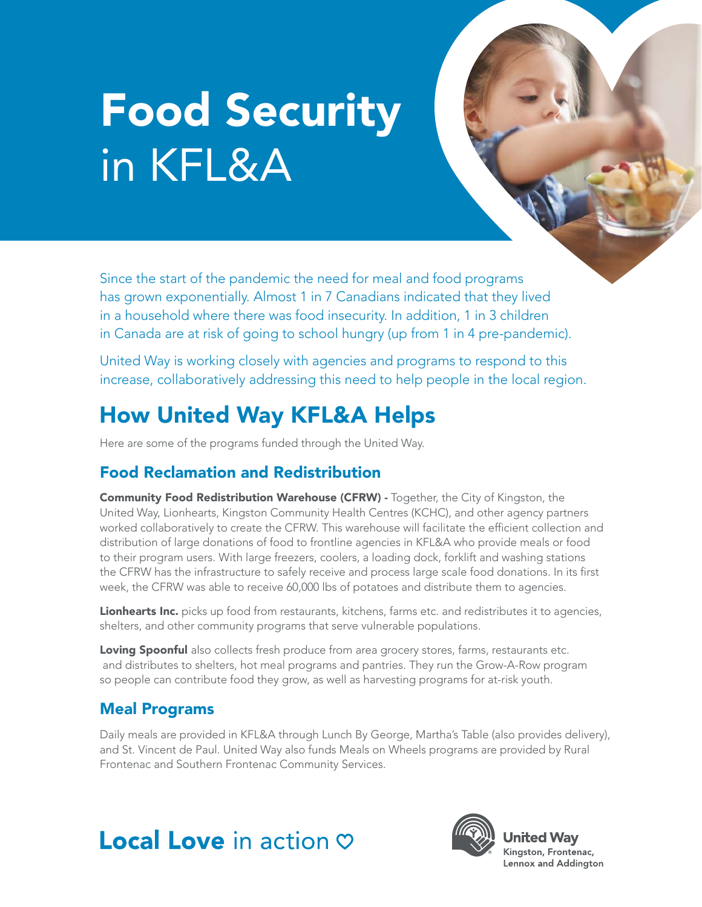# Food Security in KFL&A

Since the start of the pandemic the need for meal and food programs has grown exponentially. Almost 1 in 7 Canadians indicated that they lived in a household where there was food insecurity. In addition, 1 in 3 children in Canada are at risk of going to school hungry (up from 1 in 4 pre-pandemic).

United Way is working closely with agencies and programs to respond to this increase, collaboratively addressing this need to help people in the local region.

## How United Way KFL&A Helps

Here are some of the programs funded through the United Way.

### Food Reclamation and Redistribution

**Community Food Redistribution Warehouse (CFRW) -** Together, the City of Kingston, the United Way, Lionhearts, Kingston Community Health Centres (KCHC), and other agency partners worked collaboratively to create the CFRW. This warehouse will facilitate the efficient collection and distribution of large donations of food to frontline agencies in KFL&A who provide meals or food to their program users. With large freezers, coolers, a loading dock, forklift and washing stations the CFRW has the infrastructure to safely receive and process large scale food donations. In its first week, the CFRW was able to receive 60,000 lbs of potatoes and distribute them to agencies.

**Lionhearts Inc.** picks up food from restaurants, kitchens, farms etc. and redistributes it to agencies, shelters, and other community programs that serve vulnerable populations.

**Loving Spoonful** also collects fresh produce from area grocery stores, farms, restaurants etc. and distributes to shelters, hot meal programs and pantries. They run the Grow-A-Row program so people can contribute food they grow, as well as harvesting programs for at-risk youth.

### Meal Programs

Daily meals are provided in KFL&A through Lunch By George, Martha's Table (also provides delivery), and St. Vincent de Paul. United Way also funds Meals on Wheels programs are provided by Rural Frontenac and Southern Frontenac Community Services.

**Local Love** in action ♡

United Way Kingston, Frontenac, Lennox and Addington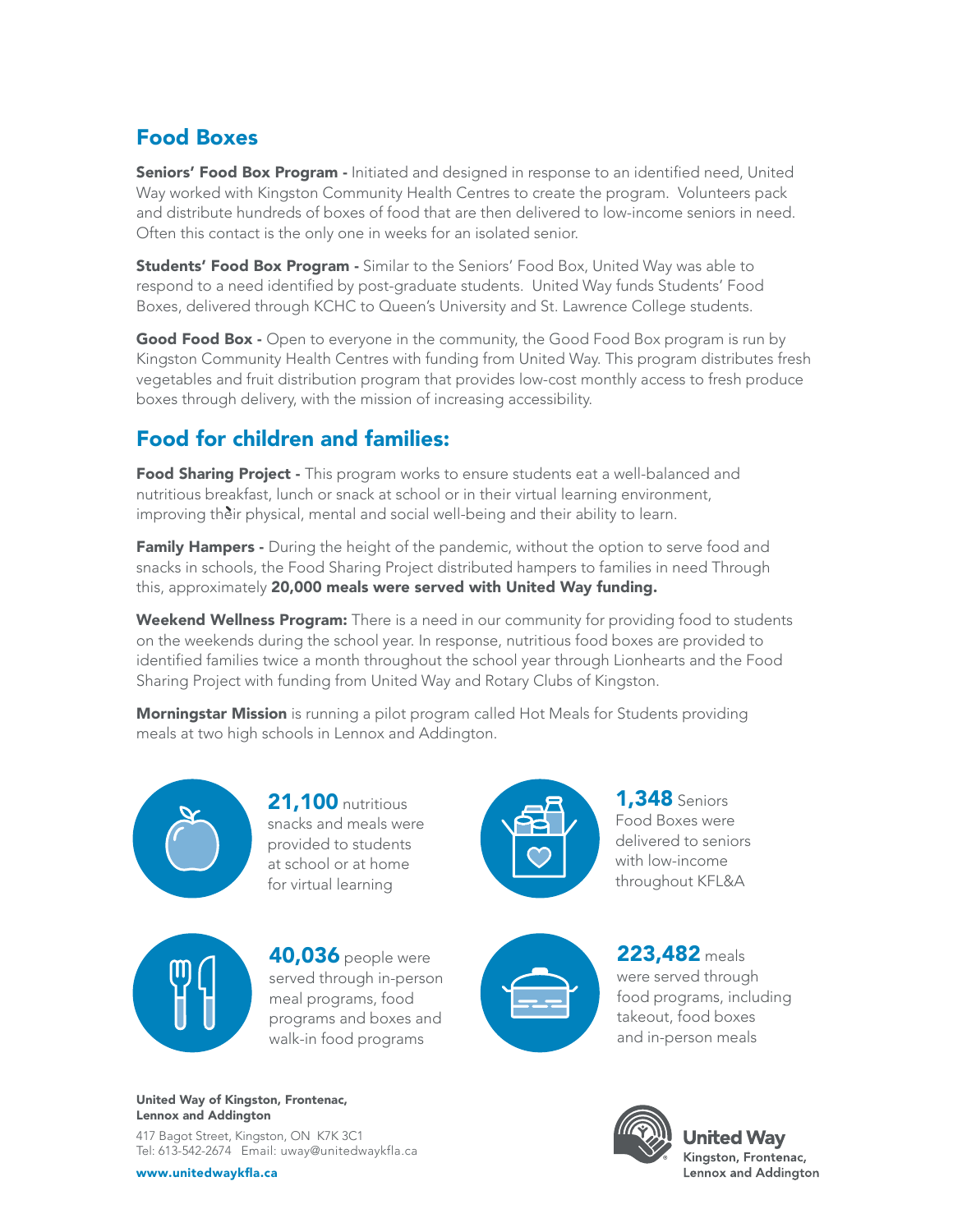## Food Boxes

**Seniors' Food Box Program -** Initiated and designed in response to an identified need, United Way worked with Kingston Community Health Centres to create the program. Volunteers pack and distribute hundreds of boxes of food that are then delivered to low-income seniors in need. Often this contact is the only one in weeks for an isolated senior.

**Students' Food Box Program -** Similar to the Seniors' Food Box, United Way was able to respond to a need identified by post-graduate students. United Way funds Students' Food Boxes, delivered through KCHC to Queen's University and St. Lawrence College students.

**Good Food Box -** Open to everyone in the community, the Good Food Box program is run by Kingston Community Health Centres with funding from United Way. This program distributes fresh vegetables and fruit distribution program that provides low-cost monthly access to fresh produce boxes through delivery, with the mission of increasing accessibility.

## Food for children and families:

**Food Sharing Project -** This program works to ensure students eat a well-balanced and nutritious breakfast, lunch or snack at school or in their virtual learning environment, improving their physical, mental and social well-being and their ability to learn.

**Family Hampers -** During the height of the pandemic, without the option to serve food and snacks in schools, the Food Sharing Project distributed hampers to families in need Through this, approximately **20,000 meals were served with United Way funding.**

**Weekend Wellness Program:** There is a need in our community for providing food to students on the weekends during the school year. In response, nutritious food boxes are provided to identified families twice a month throughout the school year through Lionhearts and the Food Sharing Project with funding from United Way and Rotary Clubs of Kingston.

**Morningstar Mission** is running a pilot program called Hot Meals for Students providing meals at two high schools in Lennox and Addington.

**21,100** nutritious snacks and meals were provided to students at school or at home for virtual learning

**1,348** Seniors Food Boxes were delivered to seniors with low-income throughout KFL&A

**40,036** people were served through in-person meal programs, food programs and boxes and walk-in food programs

**223,482** meals were served through food programs, including takeout, food boxes and in-person meals

**United Way of Kingston, Frontenac, Lennox and Addington**

417 Bagot Street, Kingston, ON K7K 3C1
Tel: 613-542-2674 Email: uway@unitedwaykfla.ca

www.unitedwaykfla.ca

United Way Kingston, Frontenac, Lennox and Addington